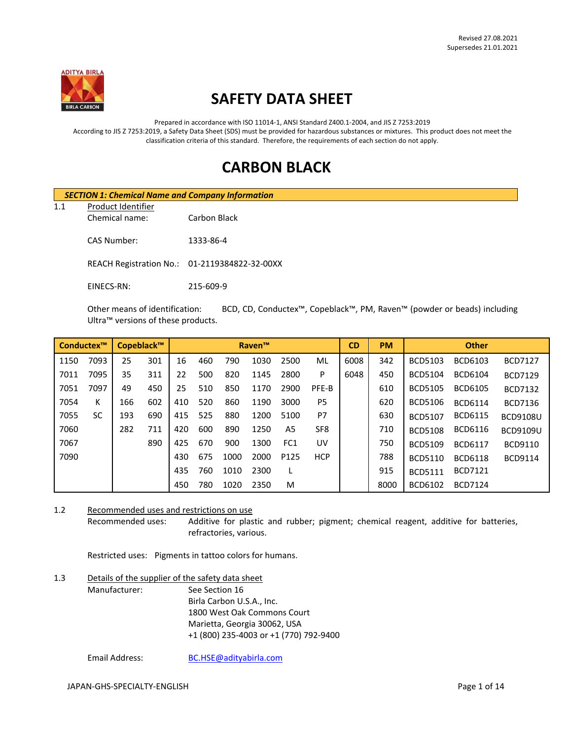Revised 27.08.2021
Supersedes 21.01.2021

# SAFETY DATA SHEET

Prepared in accordance with ISO 11014-1, ANSI Standard Z400.1-2004, and JIS Z 7253:2019
According to JIS Z 7253:2019, a Safety Data Sheet (SDS) must be provided for hazardous substances or mixtures. This product does not meet the classification criteria of this standard. Therefore, the requirements of each section do not apply.

# CARBON BLACK

## SECTION 1: Chemical Name and Company Information

1.1 Product Identifier

Chemical name: Carbon Black

CAS Number: 1333-86-4

REACH Registration No.: 01-2119384822-32-00XX

EINECS-RN: 215-609-9

Other means of identification: BCD, CD, Conductex™, Copeblack™, PM, Raven™ (powder or beads) including Ultra™ versions of these products.

| Conductex™ | | Copeblack™ | | Raven™ | | | | | | CD | PM | Other | | |
|---|---|---|---|---|---|---|---|---|---|---|---|---|---|---|
| 1150 | 7093 | 25 | 301 | 16 | 460 | 790 | 1030 | 2500 | ML | 6008 | 342 | BCD5103 | BCD6103 | BCD7127 |
| 7011 | 7095 | 35 | 311 | 22 | 500 | 820 | 1145 | 2800 | P | 6048 | 450 | BCD5104 | BCD6104 | BCD7129 |
| 7051 | 7097 | 49 | 450 | 25 | 510 | 850 | 1170 | 2900 | PFE-B | | 610 | BCD5105 | BCD6105 | BCD7132 |
| 7054 | K | 166 | 602 | 410 | 520 | 860 | 1190 | 3000 | P5 | | 620 | BCD5106 | BCD6114 | BCD7136 |
| 7055 | SC | 193 | 690 | 415 | 525 | 880 | 1200 | 5100 | P7 | | 630 | BCD5107 | BCD6115 | BCD9108U |
| 7060 | | 282 | 711 | 420 | 600 | 890 | 1250 | A5 | SF8 | | 710 | BCD5108 | BCD6116 | BCD9109U |
| 7067 | | | 890 | 425 | 670 | 900 | 1300 | FC1 | UV | | 750 | BCD5109 | BCD6117 | BCD9110 |
| 7090 | | | | 430 | 675 | 1000 | 2000 | P125 | HCP | | 788 | BCD5110 | BCD6118 | BCD9114 |
| | | | | 435 | 760 | 1010 | 2300 | L | | | 915 | BCD5111 | BCD7121 | |
| | | | | 450 | 780 | 1020 | 2350 | M | | | 8000 | BCD6102 | BCD7124 | |

1.2 Recommended uses and restrictions on use

Recommended uses: Additive for plastic and rubber; pigment; chemical reagent, additive for batteries, refractories, various.

Restricted uses: Pigments in tattoo colors for humans.

1.3 Details of the supplier of the safety data sheet

Manufacturer: See Section 16
Birla Carbon U.S.A., Inc.
1800 West Oak Commons Court
Marietta, Georgia 30062, USA
+1 (800) 235-4003 or +1 (770) 792-9400

Email Address: BC.HSE@adityabirla.com

JAPAN-GHS-SPECIALTY-ENGLISH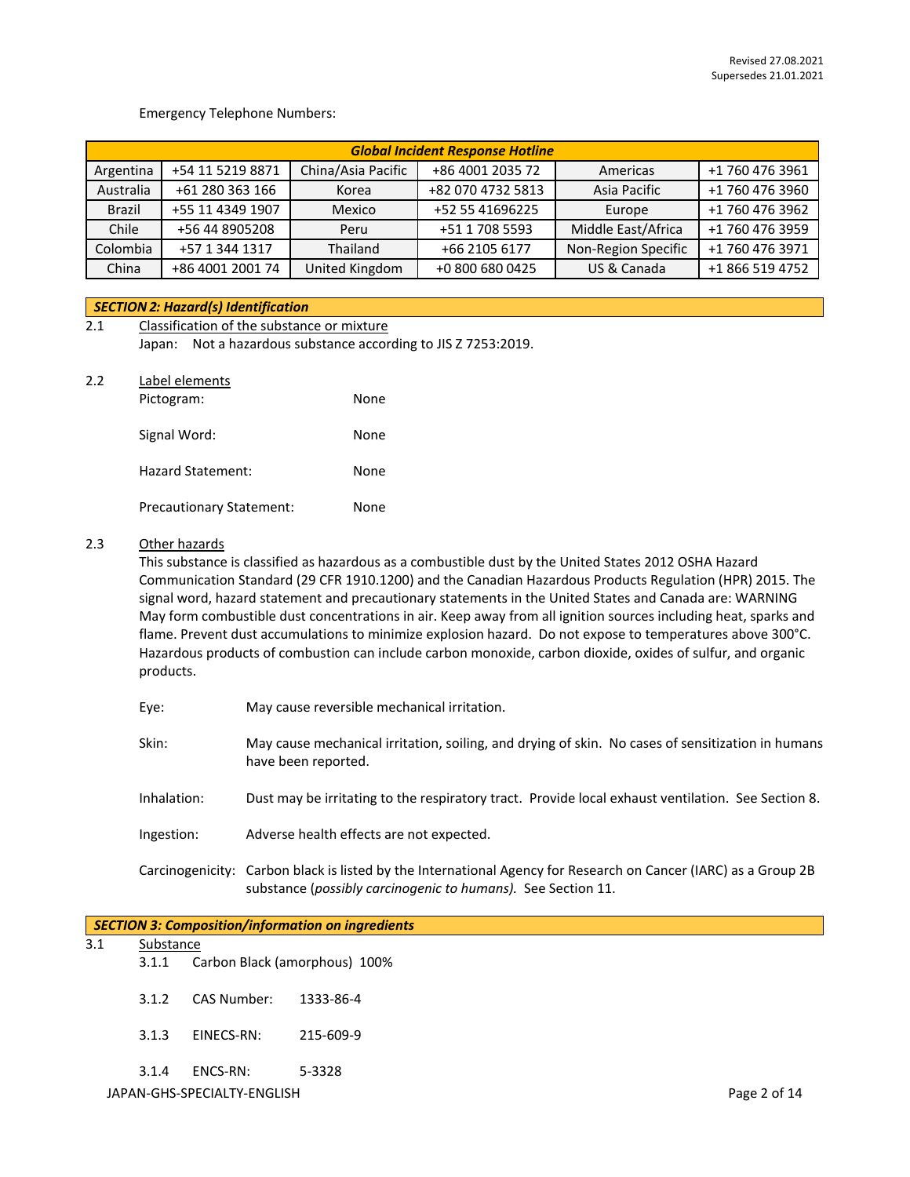Emergency Telephone Numbers:

| Global Incident Response Hotline | | | | | |
|---|---|---|---|---|---|
| Argentina | +54 11 5219 8871 | China/Asia Pacific | +86 4001 2035 72 | Americas | +1 760 476 3961 |
| Australia | +61 280 363 166 | Korea | +82 070 4732 5813 | Asia Pacific | +1 760 476 3960 |
| Brazil | +55 11 4349 1907 | Mexico | +52 55 41696225 | Europe | +1 760 476 3962 |
| Chile | +56 44 8905208 | Peru | +51 1 708 5593 | Middle East/Africa | +1 760 476 3959 |
| Colombia | +57 1 344 1317 | Thailand | +66 2105 6177 | Non-Region Specific | +1 760 476 3971 |
| China | +86 4001 2001 74 | United Kingdom | +0 800 680 0425 | US & Canada | +1 866 519 4752 |

## SECTION 2: Hazard(s) Identification

2.1 Classification of the substance or mixture

Japan: Not a hazardous substance according to JIS Z 7253:2019.

2.2 Label elements

Pictogram: None

Signal Word: None

Hazard Statement: None

Precautionary Statement: None

2.3 Other hazards

This substance is classified as hazardous as a combustible dust by the United States 2012 OSHA Hazard Communication Standard (29 CFR 1910.1200) and the Canadian Hazardous Products Regulation (HPR) 2015. The signal word, hazard statement and precautionary statements in the United States and Canada are: WARNING May form combustible dust concentrations in air. Keep away from all ignition sources including heat, sparks and flame. Prevent dust accumulations to minimize explosion hazard. Do not expose to temperatures above 300°C. Hazardous products of combustion can include carbon monoxide, carbon dioxide, oxides of sulfur, and organic products.

Eye: May cause reversible mechanical irritation.

Skin: May cause mechanical irritation, soiling, and drying of skin. No cases of sensitization in humans have been reported.

Inhalation: Dust may be irritating to the respiratory tract. Provide local exhaust ventilation. See Section 8.

Ingestion: Adverse health effects are not expected.

Carcinogenicity: Carbon black is listed by the International Agency for Research on Cancer (IARC) as a Group 2B substance (*possibly carcinogenic to humans).* See Section 11.

## SECTION 3: Composition/information on ingredients

3.1 Substance

3.1.1 Carbon Black (amorphous) 100%

3.1.2 CAS Number: 1333-86-4

3.1.3 EINECS-RN: 215-609-9

3.1.4 ENCS-RN: 5-3328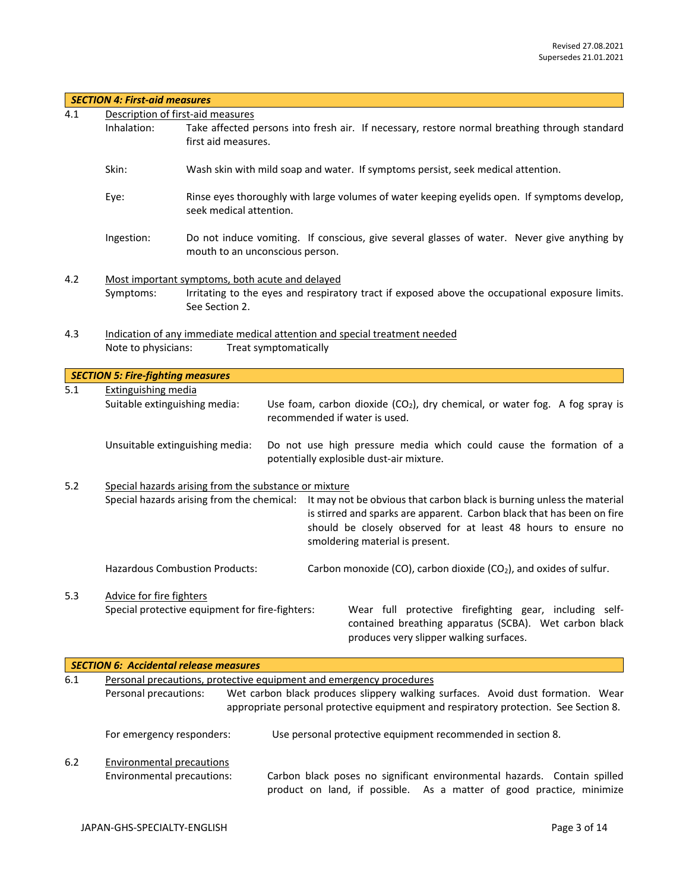Revised 27.08.2021
Supersedes 21.01.2021

## *SECTION 4: First-aid measures*

4.1 Description of first-aid measures

Inhalation: Take affected persons into fresh air. If necessary, restore normal breathing through standard first aid measures.

Skin: Wash skin with mild soap and water. If symptoms persist, seek medical attention.

Eye: Rinse eyes thoroughly with large volumes of water keeping eyelids open. If symptoms develop, seek medical attention.

Ingestion: Do not induce vomiting. If conscious, give several glasses of water. Never give anything by mouth to an unconscious person.

4.2 Most important symptoms, both acute and delayed

Symptoms: Irritating to the eyes and respiratory tract if exposed above the occupational exposure limits. See Section 2.

4.3 Indication of any immediate medical attention and special treatment needed

Note to physicians: Treat symptomatically

## *SECTION 5: Fire-fighting measures*

5.1 Extinguishing media

Suitable extinguishing media: Use foam, carbon dioxide ($CO_2$), dry chemical, or water fog. A fog spray is recommended if water is used.

Unsuitable extinguishing media: Do not use high pressure media which could cause the formation of a potentially explosible dust-air mixture.

5.2 Special hazards arising from the substance or mixture

Special hazards arising from the chemical: It may not be obvious that carbon black is burning unless the material is stirred and sparks are apparent. Carbon black that has been on fire should be closely observed for at least 48 hours to ensure no smoldering material is present.

Hazardous Combustion Products: Carbon monoxide (CO), carbon dioxide ($CO_2$), and oxides of sulfur.

5.3 Advice for fire fighters

Special protective equipment for fire-fighters: Wear full protective firefighting gear, including self-contained breathing apparatus (SCBA). Wet carbon black produces very slipper walking surfaces.

## *SECTION 6: Accidental release measures*

6.1 Personal precautions, protective equipment and emergency procedures

Personal precautions: Wet carbon black produces slippery walking surfaces. Avoid dust formation. Wear appropriate personal protective equipment and respiratory protection. See Section 8.

For emergency responders: Use personal protective equipment recommended in section 8.

6.2 Environmental precautions

Environmental precautions: Carbon black poses no significant environmental hazards. Contain spilled product on land, if possible. As a matter of good practice, minimize

JAPAN-GHS-SPECIALTY-ENGLISH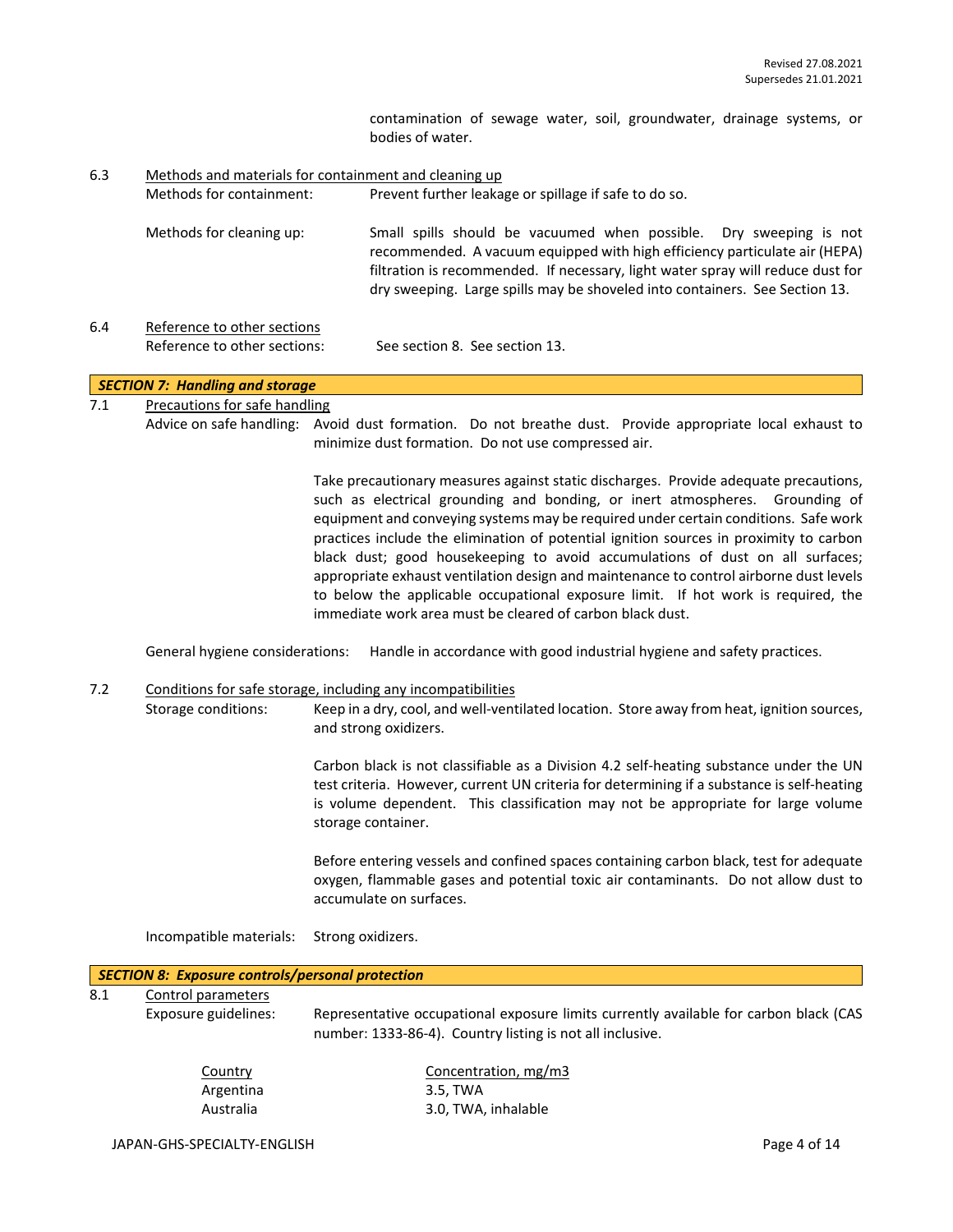contamination of sewage water, soil, groundwater, drainage systems, or bodies of water.

6.3 Methods and materials for containment and cleaning up

Methods for containment: Prevent further leakage or spillage if safe to do so.

Methods for cleaning up: Small spills should be vacuumed when possible. Dry sweeping is not recommended. A vacuum equipped with high efficiency particulate air (HEPA) filtration is recommended. If necessary, light water spray will reduce dust for dry sweeping. Large spills may be shoveled into containers. See Section 13.

6.4 Reference to other sections

Reference to other sections: See section 8. See section 13.

## ***SECTION 7: Handling and storage***

7.1 Precautions for safe handling

Advice on safe handling: Avoid dust formation. Do not breathe dust. Provide appropriate local exhaust to minimize dust formation. Do not use compressed air.

Take precautionary measures against static discharges. Provide adequate precautions, such as electrical grounding and bonding, or inert atmospheres. Grounding of equipment and conveying systems may be required under certain conditions. Safe work practices include the elimination of potential ignition sources in proximity to carbon black dust; good housekeeping to avoid accumulations of dust on all surfaces; appropriate exhaust ventilation design and maintenance to control airborne dust levels to below the applicable occupational exposure limit. If hot work is required, the immediate work area must be cleared of carbon black dust.

General hygiene considerations: Handle in accordance with good industrial hygiene and safety practices.

7.2 Conditions for safe storage, including any incompatibilities

Storage conditions: Keep in a dry, cool, and well-ventilated location. Store away from heat, ignition sources, and strong oxidizers.

Carbon black is not classifiable as a Division 4.2 self-heating substance under the UN test criteria. However, current UN criteria for determining if a substance is self-heating is volume dependent. This classification may not be appropriate for large volume storage container.

Before entering vessels and confined spaces containing carbon black, test for adequate oxygen, flammable gases and potential toxic air contaminants. Do not allow dust to accumulate on surfaces.

Incompatible materials: Strong oxidizers.

## ***SECTION 8: Exposure controls/personal protection***

8.1 Control parameters

Exposure guidelines: Representative occupational exposure limits currently available for carbon black (CAS number: 1333-86-4). Country listing is not all inclusive.

| Country | Concentration, mg/m3 |
|---|---|
| Argentina | 3.5, TWA |
| Australia | 3.0, TWA, inhalable |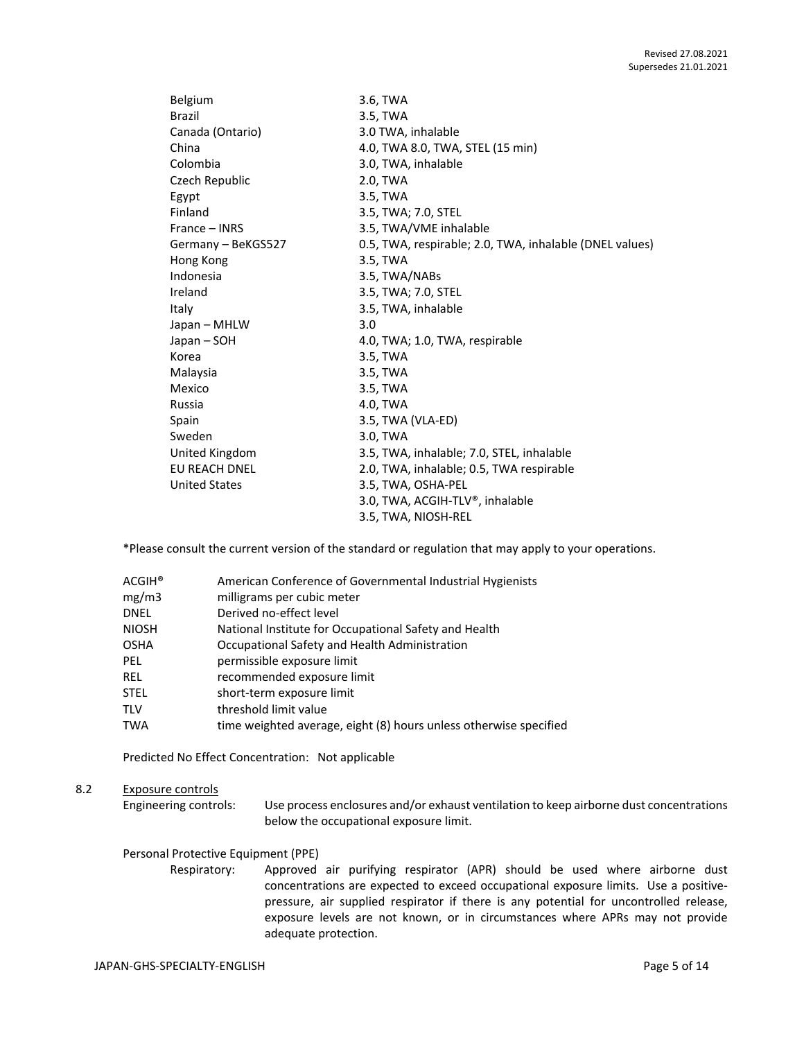| | |
|---|---|
| Belgium | 3.6, TWA |
| Brazil | 3.5, TWA |
| Canada (Ontario) | 3.0 TWA, inhalable |
| China | 4.0, TWA 8.0, TWA, STEL (15 min) |
| Colombia | 3.0, TWA, inhalable |
| Czech Republic | 2.0, TWA |
| Egypt | 3.5, TWA |
| Finland | 3.5, TWA; 7.0, STEL |
| France – INRS | 3.5, TWA/VME inhalable |
| Germany – BeKGS527 | 0.5, TWA, respirable; 2.0, TWA, inhalable (DNEL values) |
| Hong Kong | 3.5, TWA |
| Indonesia | 3.5, TWA/NABs |
| Ireland | 3.5, TWA; 7.0, STEL |
| Italy | 3.5, TWA, inhalable |
| Japan – MHLW | 3.0 |
| Japan – SOH | 4.0, TWA; 1.0, TWA, respirable |
| Korea | 3.5, TWA |
| Malaysia | 3.5, TWA |
| Mexico | 3.5, TWA |
| Russia | 4.0, TWA |
| Spain | 3.5, TWA (VLA-ED) |
| Sweden | 3.0, TWA |
| United Kingdom | 3.5, TWA, inhalable; 7.0, STEL, inhalable |
| EU REACH DNEL | 2.0, TWA, inhalable; 0.5, TWA respirable |
| United States | 3.5, TWA, OSHA-PEL |
| | 3.0, TWA, ACGIH-TLV®, inhalable |
| | 3.5, TWA, NIOSH-REL |

*Please consult the current version of the standard or regulation that may apply to your operations.

| | |
|---|---|
| ACGIH® | American Conference of Governmental Industrial Hygienists |
| mg/m3 | milligrams per cubic meter |
| DNEL | Derived no-effect level |
| NIOSH | National Institute for Occupational Safety and Health |
| OSHA | Occupational Safety and Health Administration |
| PEL | permissible exposure limit |
| REL | recommended exposure limit |
| STEL | short-term exposure limit |
| TLV | threshold limit value |
| TWA | time weighted average, eight (8) hours unless otherwise specified |

Predicted No Effect Concentration: Not applicable

8.2 Exposure controls

Engineering controls: Use process enclosures and/or exhaust ventilation to keep airborne dust concentrations below the occupational exposure limit.

Personal Protective Equipment (PPE)

Respiratory: Approved air purifying respirator (APR) should be used where airborne dust concentrations are expected to exceed occupational exposure limits. Use a positive-pressure, air supplied respirator if there is any potential for uncontrolled release, exposure levels are not known, or in circumstances where APRs may not provide adequate protection.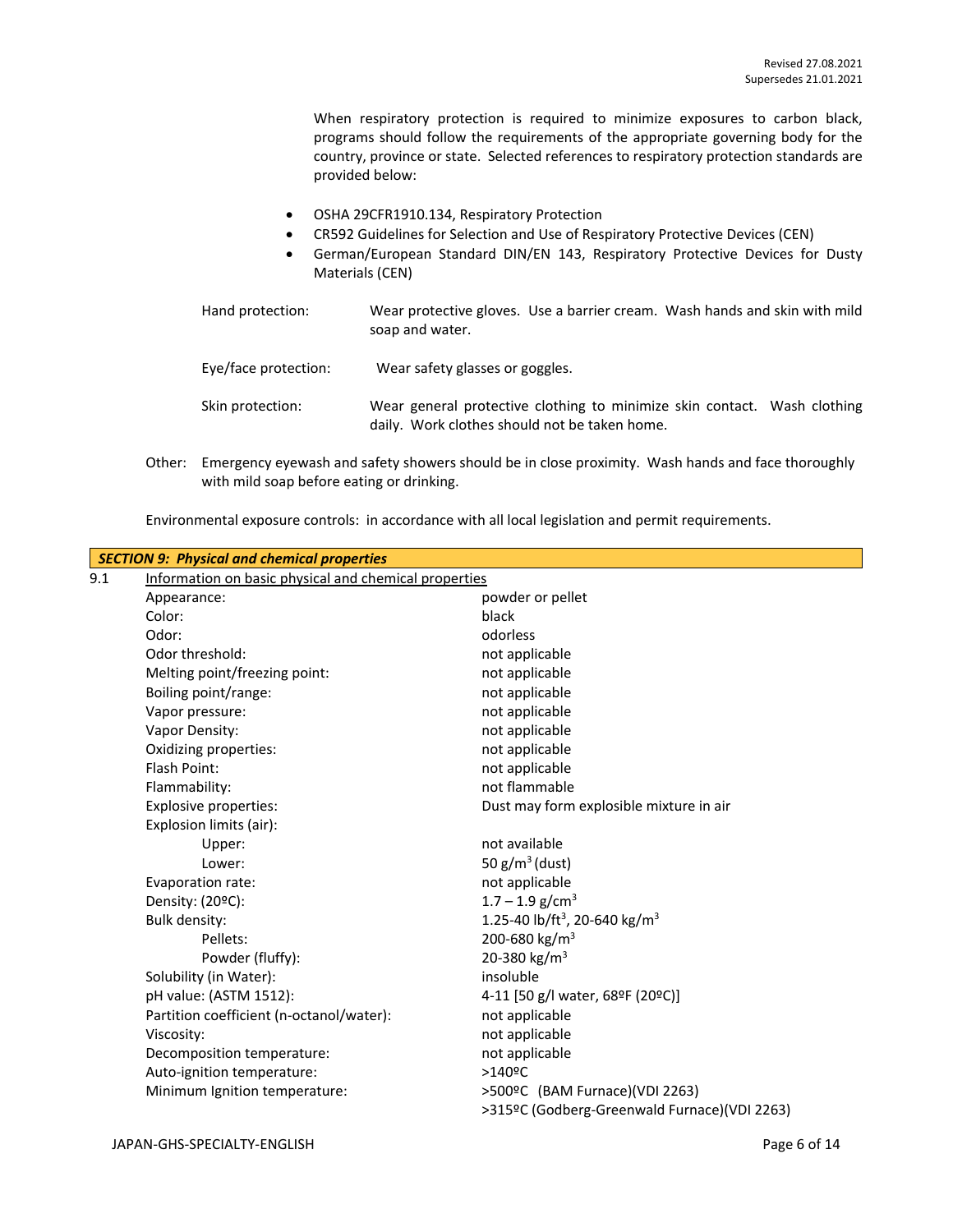When respiratory protection is required to minimize exposures to carbon black, programs should follow the requirements of the appropriate governing body for the country, province or state. Selected references to respiratory protection standards are provided below:

- OSHA 29CFR1910.134, Respiratory Protection
- CR592 Guidelines for Selection and Use of Respiratory Protective Devices (CEN)
- German/European Standard DIN/EN 143, Respiratory Protective Devices for Dusty Materials (CEN)

Hand protection: Wear protective gloves. Use a barrier cream. Wash hands and skin with mild soap and water.

Eye/face protection: Wear safety glasses or goggles.

Skin protection: Wear general protective clothing to minimize skin contact. Wash clothing daily. Work clothes should not be taken home.

Other: Emergency eyewash and safety showers should be in close proximity. Wash hands and face thoroughly with mild soap before eating or drinking.

Environmental exposure controls: in accordance with all local legislation and permit requirements.

## *SECTION 9: Physical and chemical properties*

9.1 Information on basic physical and chemical properties

| Property | Value |
|---|---|
| Appearance: | powder or pellet |
| Color: | black |
| Odor: | odorless |
| Odor threshold: | not applicable |
| Melting point/freezing point: | not applicable |
| Boiling point/range: | not applicable |
| Vapor pressure: | not applicable |
| Vapor Density: | not applicable |
| Oxidizing properties: | not applicable |
| Flash Point: | not applicable |
| Flammability: | not flammable |
| Explosive properties: | Dust may form explosible mixture in air |
| Explosion limits (air): | |
| Upper: | not available |
| Lower: | 50 g/m$^3$ (dust) |
| Evaporation rate: | not applicable |
| Density: (20ºC): | 1.7 – 1.9 g/cm$^3$ |
| Bulk density: | 1.25-40 lb/ft$^3$, 20-640 kg/m$^3$ |
| Pellets: | 200-680 kg/m$^3$ |
| Powder (fluffy): | 20-380 kg/m$^3$ |
| Solubility (in Water): | insoluble |
| pH value: (ASTM 1512): | 4-11 [50 g/l water, 68ºF (20ºC)] |
| Partition coefficient (n-octanol/water): | not applicable |
| Viscosity: | not applicable |
| Decomposition temperature: | not applicable |
| Auto-ignition temperature: | >140ºC |
| Minimum Ignition temperature: | >500ºC (BAM Furnace)(VDI 2263)<br>>315ºC (Godberg-Greenwald Furnace)(VDI 2263) |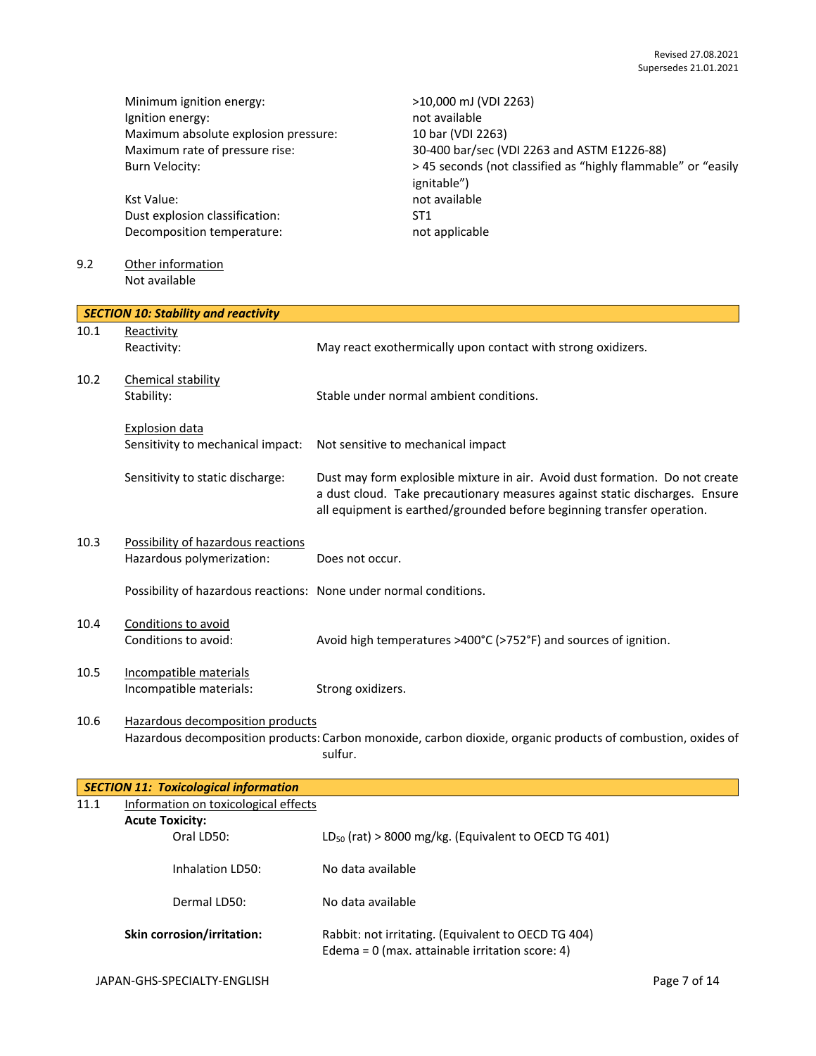| | |
|---|---|
| Minimum ignition energy: | >10,000 mJ (VDI 2263) |
| Ignition energy: | not available |
| Maximum absolute explosion pressure: | 10 bar (VDI 2263) |
| Maximum rate of pressure rise: | 30-400 bar/sec (VDI 2263 and ASTM E1226-88) |
| Burn Velocity: | > 45 seconds (not classified as "highly flammable" or "easily ignitable") |
| Kst Value: | not available |
| Dust explosion classification: | ST1 |
| Decomposition temperature: | not applicable |

9.2 Other information

Not available

## SECTION 10: Stability and reactivity

10.1 Reactivity

Reactivity: May react exothermically upon contact with strong oxidizers.

10.2 Chemical stability

Stability: Stable under normal ambient conditions.

Explosion data

Sensitivity to mechanical impact: Not sensitive to mechanical impact

Sensitivity to static discharge: Dust may form explosible mixture in air. Avoid dust formation. Do not create a dust cloud. Take precautionary measures against static discharges. Ensure all equipment is earthed/grounded before beginning transfer operation.

10.3 Possibility of hazardous reactions

Hazardous polymerization: Does not occur.

Possibility of hazardous reactions: None under normal conditions.

10.4 Conditions to avoid

Conditions to avoid: Avoid high temperatures >400°C (>752°F) and sources of ignition.

10.5 Incompatible materials

Incompatible materials: Strong oxidizers.

10.6 Hazardous decomposition products

Hazardous decomposition products: Carbon monoxide, carbon dioxide, organic products of combustion, oxides of sulfur.

## SECTION 11: Toxicological information

11.1 Information on toxicological effects

**Acute Toxicity:**

| | |
|---|---|
| Oral LD50: | $LD_{50}$ (rat) > 8000 mg/kg. (Equivalent to OECD TG 401) |
| Inhalation LD50: | No data available |
| Dermal LD50: | No data available |

**Skin corrosion/irritation:** Rabbit: not irritating. (Equivalent to OECD TG 404)
Edema = 0 (max. attainable irritation score: 4)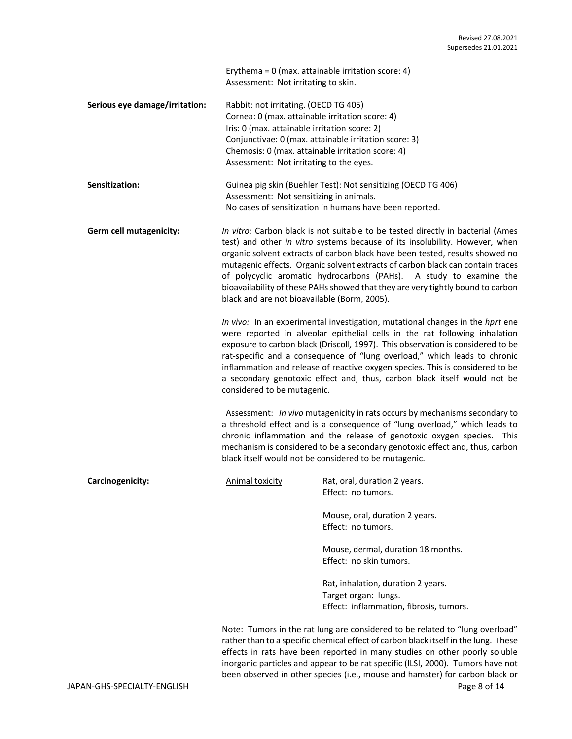Erythema = 0 (max. attainable irritation score: 4)
Assessment: Not irritating to skin.

**Serious eye damage/irritation:** Rabbit: not irritating. (OECD TG 405)
Cornea: 0 (max. attainable irritation score: 4)
Iris: 0 (max. attainable irritation score: 2)
Conjunctivae: 0 (max. attainable irritation score: 3)
Chemosis: 0 (max. attainable irritation score: 4)
Assessment: Not irritating to the eyes.

**Sensitization:** Guinea pig skin (Buehler Test): Not sensitizing (OECD TG 406)
Assessment: Not sensitizing in animals.
No cases of sensitization in humans have been reported.

**Germ cell mutagenicity:** *In vitro:* Carbon black is not suitable to be tested directly in bacterial (Ames test) and other *in vitro* systems because of its insolubility. However, when organic solvent extracts of carbon black have been tested, results showed no mutagenic effects. Organic solvent extracts of carbon black can contain traces of polycyclic aromatic hydrocarbons (PAHs). A study to examine the bioavailability of these PAHs showed that they are very tightly bound to carbon black and are not bioavailable (Borm, 2005).

*In vivo:* In an experimental investigation, mutational changes in the *hprt* ene were reported in alveolar epithelial cells in the rat following inhalation exposure to carbon black (Driscoll, 1997). This observation is considered to be rat-specific and a consequence of "lung overload," which leads to chronic inflammation and release of reactive oxygen species. This is considered to be a secondary genotoxic effect and, thus, carbon black itself would not be considered to be mutagenic.

Assessment: *In vivo* mutagenicity in rats occurs by mechanisms secondary to a threshold effect and is a consequence of "lung overload," which leads to chronic inflammation and the release of genotoxic oxygen species. This mechanism is considered to be a secondary genotoxic effect and, thus, carbon black itself would not be considered to be mutagenic.

**Carcinogenicity:** Animal toxicity

Rat, oral, duration 2 years.
Effect: no tumors.

Mouse, oral, duration 2 years.
Effect: no tumors.

Mouse, dermal, duration 18 months.
Effect: no skin tumors.

Rat, inhalation, duration 2 years.
Target organ: lungs.
Effect: inflammation, fibrosis, tumors.

Note: Tumors in the rat lung are considered to be related to "lung overload" rather than to a specific chemical effect of carbon black itself in the lung. These effects in rats have been reported in many studies on other poorly soluble inorganic particles and appear to be rat specific (ILSI, 2000). Tumors have not been observed in other species (i.e., mouse and hamster) for carbon black or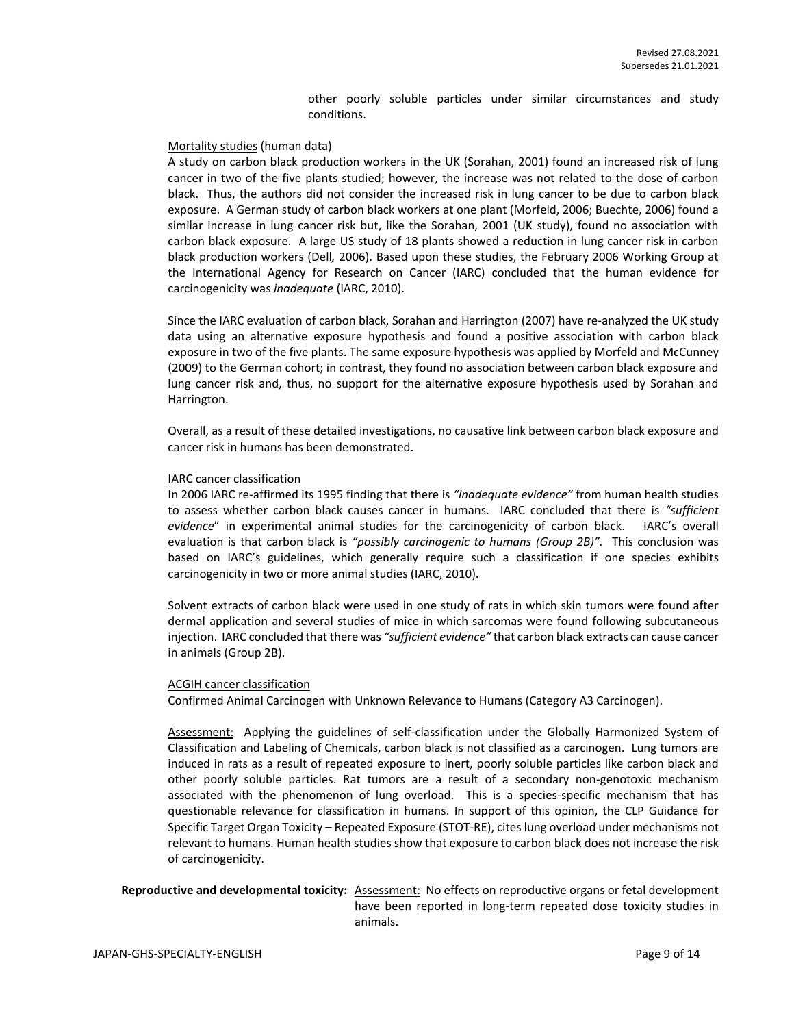other poorly soluble particles under similar circumstances and study conditions.

Mortality studies (human data)
A study on carbon black production workers in the UK (Sorahan, 2001) found an increased risk of lung cancer in two of the five plants studied; however, the increase was not related to the dose of carbon black. Thus, the authors did not consider the increased risk in lung cancer to be due to carbon black exposure. A German study of carbon black workers at one plant (Morfeld, 2006; Buechte, 2006) found a similar increase in lung cancer risk but, like the Sorahan, 2001 (UK study), found no association with carbon black exposure. A large US study of 18 plants showed a reduction in lung cancer risk in carbon black production workers (Dell*,* 2006). Based upon these studies, the February 2006 Working Group at the International Agency for Research on Cancer (IARC) concluded that the human evidence for carcinogenicity was *inadequate* (IARC, 2010).

Since the IARC evaluation of carbon black, Sorahan and Harrington (2007) have re-analyzed the UK study data using an alternative exposure hypothesis and found a positive association with carbon black exposure in two of the five plants. The same exposure hypothesis was applied by Morfeld and McCunney (2009) to the German cohort; in contrast, they found no association between carbon black exposure and lung cancer risk and, thus, no support for the alternative exposure hypothesis used by Sorahan and Harrington.

Overall, as a result of these detailed investigations, no causative link between carbon black exposure and cancer risk in humans has been demonstrated.

IARC cancer classification
In 2006 IARC re-affirmed its 1995 finding that there is *"inadequate evidence"* from human health studies to assess whether carbon black causes cancer in humans. IARC concluded that there is *"sufficient evidence*" in experimental animal studies for the carcinogenicity of carbon black. IARC's overall evaluation is that carbon black is *"possibly carcinogenic to humans (Group 2B)".* This conclusion was based on IARC's guidelines, which generally require such a classification if one species exhibits carcinogenicity in two or more animal studies (IARC, 2010).

Solvent extracts of carbon black were used in one study of rats in which skin tumors were found after dermal application and several studies of mice in which sarcomas were found following subcutaneous injection. IARC concluded that there was *"sufficient evidence"* that carbon black extracts can cause cancer in animals (Group 2B).

ACGIH cancer classification
Confirmed Animal Carcinogen with Unknown Relevance to Humans (Category A3 Carcinogen).

Assessment: Applying the guidelines of self-classification under the Globally Harmonized System of Classification and Labeling of Chemicals, carbon black is not classified as a carcinogen. Lung tumors are induced in rats as a result of repeated exposure to inert, poorly soluble particles like carbon black and other poorly soluble particles. Rat tumors are a result of a secondary non-genotoxic mechanism associated with the phenomenon of lung overload. This is a species-specific mechanism that has questionable relevance for classification in humans. In support of this opinion, the CLP Guidance for Specific Target Organ Toxicity – Repeated Exposure (STOT-RE), cites lung overload under mechanisms not relevant to humans. Human health studies show that exposure to carbon black does not increase the risk of carcinogenicity.

**Reproductive and developmental toxicity:** Assessment: No effects on reproductive organs or fetal development have been reported in long-term repeated dose toxicity studies in animals.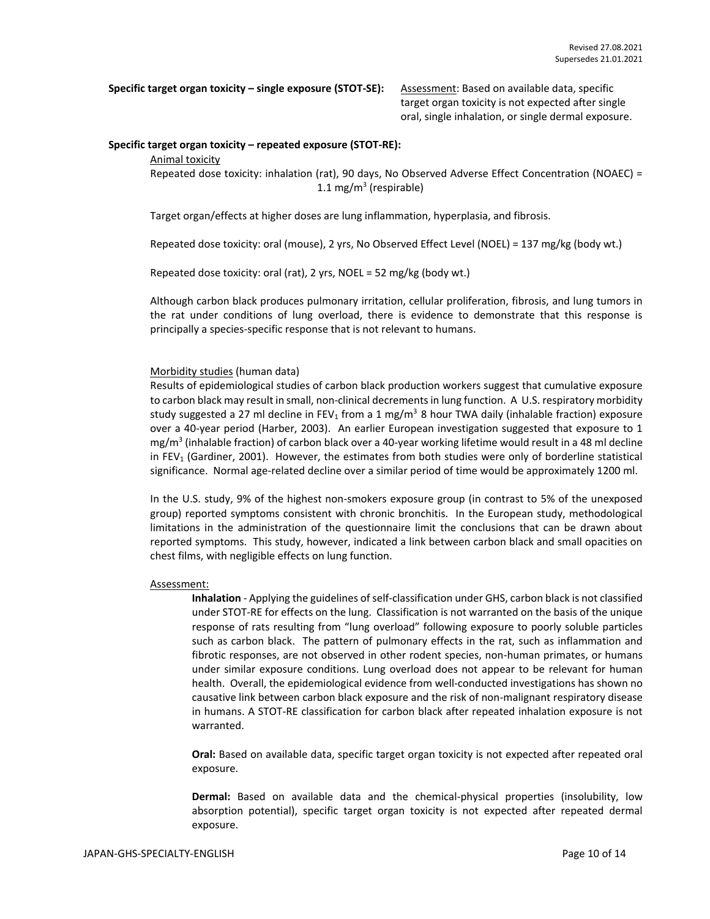**Specific target organ toxicity – single exposure (STOT-SE):** Assessment: Based on available data, specific target organ toxicity is not expected after single oral, single inhalation, or single dermal exposure.

**Specific target organ toxicity – repeated exposure (STOT-RE):**

Animal toxicity

Repeated dose toxicity: inhalation (rat), 90 days, No Observed Adverse Effect Concentration (NOAEC) = 1.1 mg/$m^3$ (respirable)

Target organ/effects at higher doses are lung inflammation, hyperplasia, and fibrosis.

Repeated dose toxicity: oral (mouse), 2 yrs, No Observed Effect Level (NOEL) = 137 mg/kg (body wt.)

Repeated dose toxicity: oral (rat), 2 yrs, NOEL = 52 mg/kg (body wt.)

Although carbon black produces pulmonary irritation, cellular proliferation, fibrosis, and lung tumors in the rat under conditions of lung overload, there is evidence to demonstrate that this response is principally a species-specific response that is not relevant to humans.

Morbidity studies (human data)

Results of epidemiological studies of carbon black production workers suggest that cumulative exposure to carbon black may result in small, non-clinical decrements in lung function. A U.S. respiratory morbidity study suggested a 27 ml decline in $FEV_1$ from a 1 mg/$m^3$ 8 hour TWA daily (inhalable fraction) exposure over a 40-year period (Harber, 2003). An earlier European investigation suggested that exposure to 1 mg/$m^3$ (inhalable fraction) of carbon black over a 40-year working lifetime would result in a 48 ml decline in $FEV_1$ (Gardiner, 2001). However, the estimates from both studies were only of borderline statistical significance. Normal age-related decline over a similar period of time would be approximately 1200 ml.

In the U.S. study, 9% of the highest non-smokers exposure group (in contrast to 5% of the unexposed group) reported symptoms consistent with chronic bronchitis. In the European study, methodological limitations in the administration of the questionnaire limit the conclusions that can be drawn about reported symptoms. This study, however, indicated a link between carbon black and small opacities on chest films, with negligible effects on lung function.

Assessment:

**Inhalation** - Applying the guidelines of self-classification under GHS, carbon black is not classified under STOT-RE for effects on the lung. Classification is not warranted on the basis of the unique response of rats resulting from "lung overload" following exposure to poorly soluble particles such as carbon black. The pattern of pulmonary effects in the rat, such as inflammation and fibrotic responses, are not observed in other rodent species, non-human primates, or humans under similar exposure conditions. Lung overload does not appear to be relevant for human health. Overall, the epidemiological evidence from well-conducted investigations has shown no causative link between carbon black exposure and the risk of non-malignant respiratory disease in humans. A STOT-RE classification for carbon black after repeated inhalation exposure is not warranted.

**Oral:** Based on available data, specific target organ toxicity is not expected after repeated oral exposure.

**Dermal:** Based on available data and the chemical-physical properties (insolubility, low absorption potential), specific target organ toxicity is not expected after repeated dermal exposure.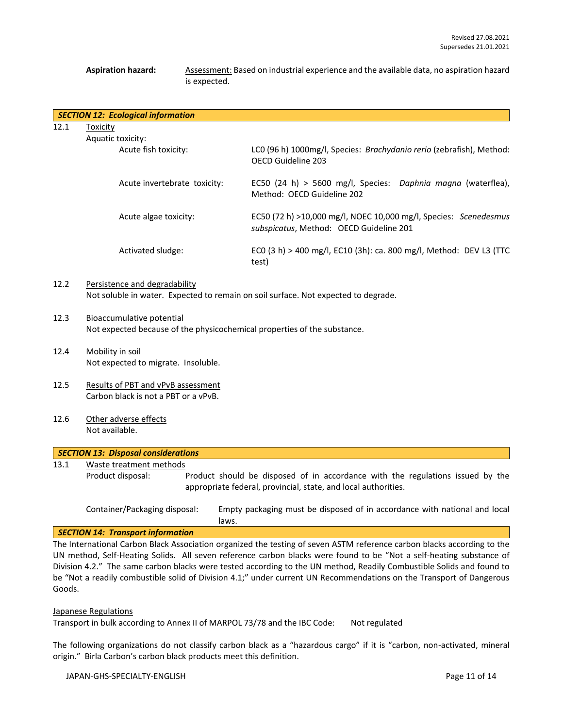**Aspiration hazard:** Assessment: Based on industrial experience and the available data, no aspiration hazard is expected.

## SECTION 12: Ecological information

12.1 Toxicity

Aquatic toxicity:

| | |
|---|---|
| Acute fish toxicity: | LC0 (96 h) 1000mg/l, Species: *Brachydanio rerio* (zebrafish), Method: OECD Guideline 203 |
| Acute invertebrate toxicity: | EC50 (24 h) > 5600 mg/l, Species: *Daphnia magna* (waterflea), Method: OECD Guideline 202 |
| Acute algae toxicity: | EC50 (72 h) >10,000 mg/l, NOEC 10,000 mg/l, Species: *Scenedesmus subspicatus*, Method: OECD Guideline 201 |
| Activated sludge: | EC0 (3 h) > 400 mg/l, EC10 (3h): ca. 800 mg/l, Method: DEV L3 (TTC test) |

12.2 Persistence and degradability

Not soluble in water. Expected to remain on soil surface. Not expected to degrade.

12.3 Bioaccumulative potential

Not expected because of the physicochemical properties of the substance.

12.4 Mobility in soil

Not expected to migrate. Insoluble.

12.5 Results of PBT and vPvB assessment

Carbon black is not a PBT or a vPvB.

12.6 Other adverse effects

Not available.

## SECTION 13: Disposal considerations

13.1 Waste treatment methods

Product disposal: Product should be disposed of in accordance with the regulations issued by the appropriate federal, provincial, state, and local authorities.

Container/Packaging disposal: Empty packaging must be disposed of in accordance with national and local laws.

## SECTION 14: Transport information

The International Carbon Black Association organized the testing of seven ASTM reference carbon blacks according to the UN method, Self-Heating Solids. All seven reference carbon blacks were found to be "Not a self-heating substance of Division 4.2." The same carbon blacks were tested according to the UN method, Readily Combustible Solids and found to be "Not a readily combustible solid of Division 4.1;" under current UN Recommendations on the Transport of Dangerous Goods.

Japanese Regulations

Transport in bulk according to Annex II of MARPOL 73/78 and the IBC Code: Not regulated

The following organizations do not classify carbon black as a "hazardous cargo" if it is "carbon, non-activated, mineral origin." Birla Carbon's carbon black products meet this definition.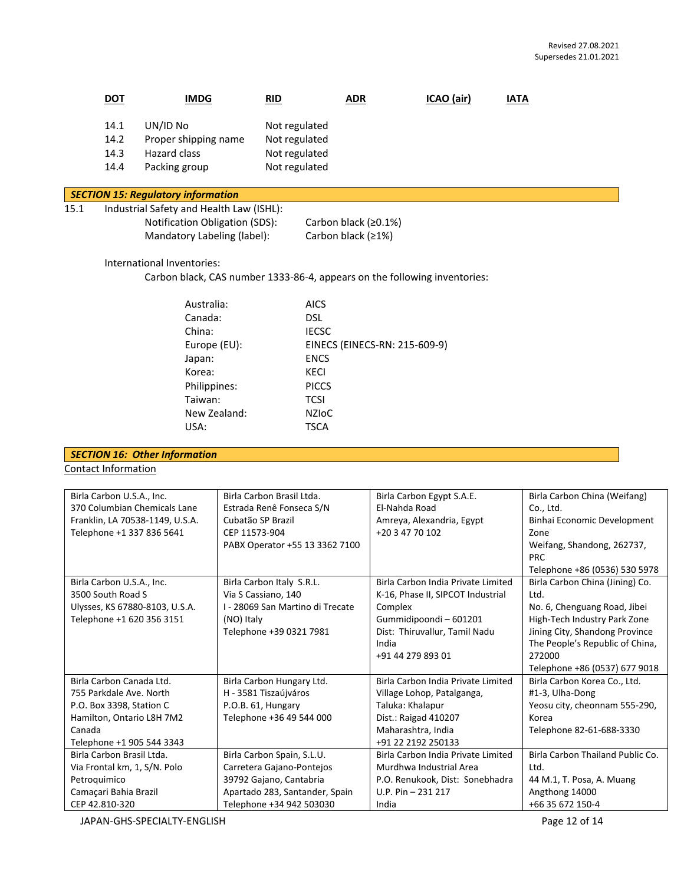| DOT | IMDG | RID | ADR | ICAO (air) | IATA |
|---|---|---|---|---|---|

| | | |
|---|---|---|
| 14.1 | UN/ID No | Not regulated |
| 14.2 | Proper shipping name | Not regulated |
| 14.3 | Hazard class | Not regulated |
| 14.4 | Packing group | Not regulated |

## *SECTION 15: Regulatory information*

15.1 Industrial Safety and Health Law (ISHL):

| | |
|---|---|
| Notification Obligation (SDS): | Carbon black (≥0.1%) |
| Mandatory Labeling (label): | Carbon black (≥1%) |

International Inventories:

Carbon black, CAS number 1333-86-4, appears on the following inventories:

| | |
|---|---|
| Australia: | AICS |
| Canada: | DSL |
| China: | IECSC |
| Europe (EU): | EINECS (EINECS-RN: 215-609-9) |
| Japan: | ENCS |
| Korea: | KECI |
| Philippines: | PICCS |
| Taiwan: | TCSI |
| New Zealand: | NZIoC |
| USA: | TSCA |

## *SECTION 16: Other Information*

Contact Information

| | | | |
|---|---|---|---|
| Birla Carbon U.S.A., Inc.<br>370 Columbian Chemicals Lane<br>Franklin, LA 70538-1149, U.S.A.<br>Telephone +1 337 836 5641 | Birla Carbon Brasil Ltda.<br>Estrada Renê Fonseca S/N<br>Cubatão SP Brazil<br>CEP 11573-904<br>PABX Operator +55 13 3362 7100 | Birla Carbon Egypt S.A.E.<br>El-Nahda Road<br>Amreya, Alexandria, Egypt<br>+20 3 47 70 102 | Birla Carbon China (Weifang) Co., Ltd.<br>Binhai Economic Development Zone<br>Weifang, Shandong, 262737, PRC<br>Telephone +86 (0536) 530 5978 |
| Birla Carbon U.S.A., Inc.<br>3500 South Road S<br>Ulysses, KS 67880-8103, U.S.A.<br>Telephone +1 620 356 3151 | Birla Carbon Italy S.R.L.<br>Via S Cassiano, 140<br>I - 28069 San Martino di Trecate (NO) Italy<br>Telephone +39 0321 7981 | Birla Carbon India Private Limited<br>K-16, Phase II, SIPCOT Industrial Complex<br>Gummidipoondi – 601201<br>Dist: Thiruvallur, Tamil Nadu<br>India<br>+91 44 279 893 01 | Birla Carbon China (Jining) Co. Ltd.<br>No. 6, Chenguang Road, Jibei High-Tech Industry Park Zone<br>Jining City, Shandong Province<br>The People's Republic of China, 272000<br>Telephone +86 (0537) 677 9018 |
| Birla Carbon Canada Ltd.<br>755 Parkdale Ave. North<br>P.O. Box 3398, Station C<br>Hamilton, Ontario L8H 7M2<br>Canada<br>Telephone +1 905 544 3343 | Birla Carbon Hungary Ltd.<br>H - 3581 Tiszaújváros<br>P.O.B. 61, Hungary<br>Telephone +36 49 544 000 | Birla Carbon India Private Limited<br>Village Lohop, Patalganga,<br>Taluka: Khalapur<br>Dist.: Raigad 410207<br>Maharashtra, India<br>+91 22 2192 250133 | Birla Carbon Korea Co., Ltd.<br>#1-3, Ulha-Dong<br>Yeosu city, cheonnam 555-290, Korea<br>Telephone 82-61-688-3330 |
| Birla Carbon Brasil Ltda.<br>Via Frontal km, 1, S/N. Polo Petroquimico<br>Camaçari Bahia Brazil<br>CEP 42.810-320 | Birla Carbon Spain, S.L.U.<br>Carretera Gajano-Pontejos<br>39792 Gajano, Cantabria<br>Apartado 283, Santander, Spain<br>Telephone +34 942 503030 | Birla Carbon India Private Limited<br>Murdhwa Industrial Area<br>P.O. Renukook, Dist: Sonebhadra<br>U.P. Pin – 231 217<br>India | Birla Carbon Thailand Public Co. Ltd.<br>44 M.1, T. Posa, A. Muang<br>Angthong 14000<br>+66 35 672 150-4 |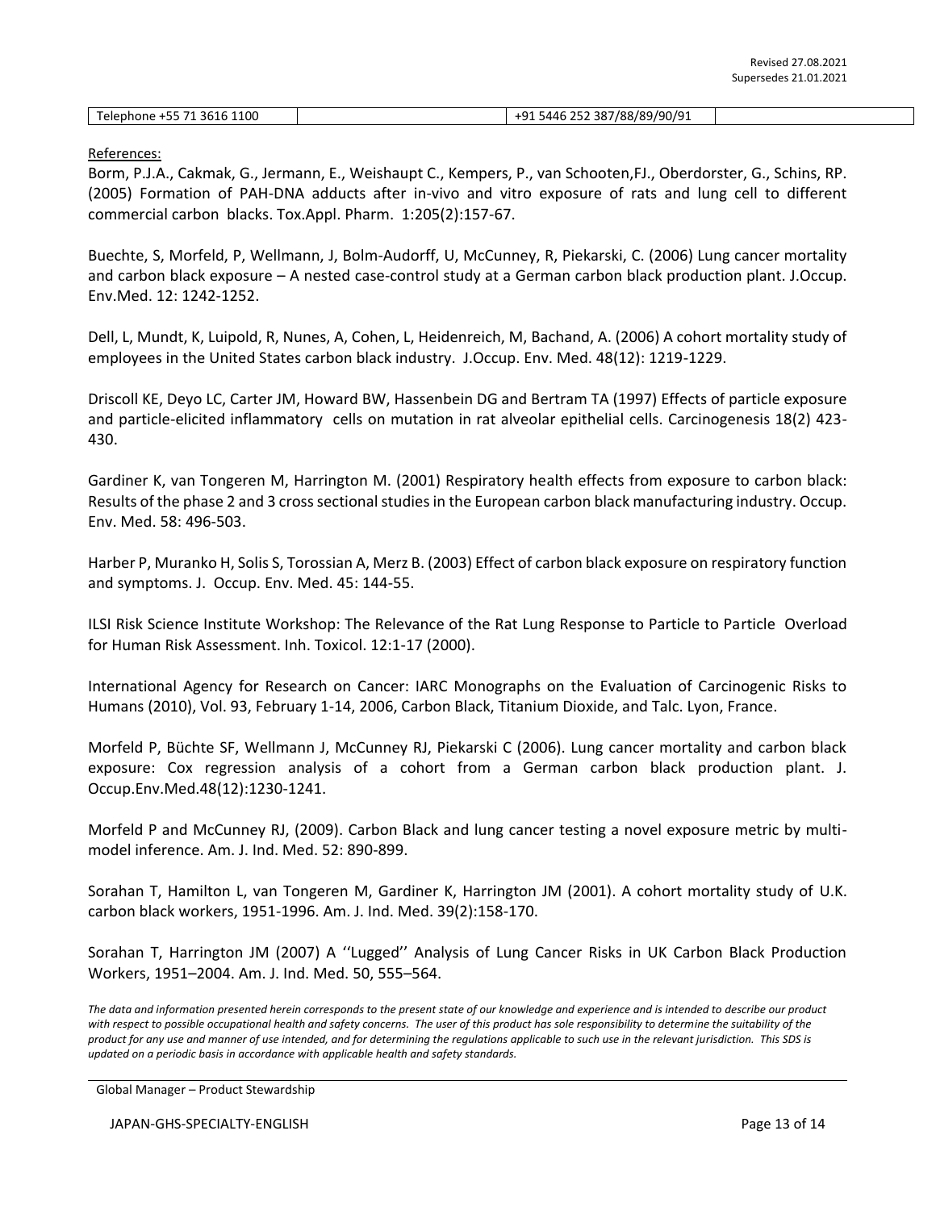| Telephone +55 71 3616 1100 | | +91 5446 252 387/88/89/90/91 | |
|---|---|---|---|

References:

Borm, P.J.A., Cakmak, G., Jermann, E., Weishaupt C., Kempers, P., van Schooten,FJ., Oberdorster, G., Schins, RP. (2005) Formation of PAH-DNA adducts after in-vivo and vitro exposure of rats and lung cell to different commercial carbon blacks. Tox.Appl. Pharm. 1:205(2):157-67.

Buechte, S, Morfeld, P, Wellmann, J, Bolm-Audorff, U, McCunney, R, Piekarski, C. (2006) Lung cancer mortality and carbon black exposure – A nested case-control study at a German carbon black production plant. J.Occup. Env.Med. 12: 1242-1252.

Dell, L, Mundt, K, Luipold, R, Nunes, A, Cohen, L, Heidenreich, M, Bachand, A. (2006) A cohort mortality study of employees in the United States carbon black industry. J.Occup. Env. Med. 48(12): 1219-1229.

Driscoll KE, Deyo LC, Carter JM, Howard BW, Hassenbein DG and Bertram TA (1997) Effects of particle exposure and particle-elicited inflammatory cells on mutation in rat alveolar epithelial cells. Carcinogenesis 18(2) 423-430.

Gardiner K, van Tongeren M, Harrington M. (2001) Respiratory health effects from exposure to carbon black: Results of the phase 2 and 3 cross sectional studies in the European carbon black manufacturing industry. Occup. Env. Med. 58: 496-503.

Harber P, Muranko H, Solis S, Torossian A, Merz B. (2003) Effect of carbon black exposure on respiratory function and symptoms. J. Occup. Env. Med. 45: 144-55.

ILSI Risk Science Institute Workshop: The Relevance of the Rat Lung Response to Particle to Particle Overload for Human Risk Assessment. Inh. Toxicol. 12:1-17 (2000).

International Agency for Research on Cancer: IARC Monographs on the Evaluation of Carcinogenic Risks to Humans (2010), Vol. 93, February 1-14, 2006, Carbon Black, Titanium Dioxide, and Talc. Lyon, France.

Morfeld P, Büchte SF, Wellmann J, McCunney RJ, Piekarski C (2006). Lung cancer mortality and carbon black exposure: Cox regression analysis of a cohort from a German carbon black production plant. J. Occup.Env.Med.48(12):1230-1241.

Morfeld P and McCunney RJ, (2009). Carbon Black and lung cancer testing a novel exposure metric by multi-model inference. Am. J. Ind. Med. 52: 890-899.

Sorahan T, Hamilton L, van Tongeren M, Gardiner K, Harrington JM (2001). A cohort mortality study of U.K. carbon black workers, 1951-1996. Am. J. Ind. Med. 39(2):158-170.

Sorahan T, Harrington JM (2007) A ''Lugged'' Analysis of Lung Cancer Risks in UK Carbon Black Production Workers, 1951–2004. Am. J. Ind. Med. 50, 555–564.

*The data and information presented herein corresponds to the present state of our knowledge and experience and is intended to describe our product with respect to possible occupational health and safety concerns. The user of this product has sole responsibility to determine the suitability of the product for any use and manner of use intended, and for determining the regulations applicable to such use in the relevant jurisdiction. This SDS is updated on a periodic basis in accordance with applicable health and safety standards.*

Global Manager – Product Stewardship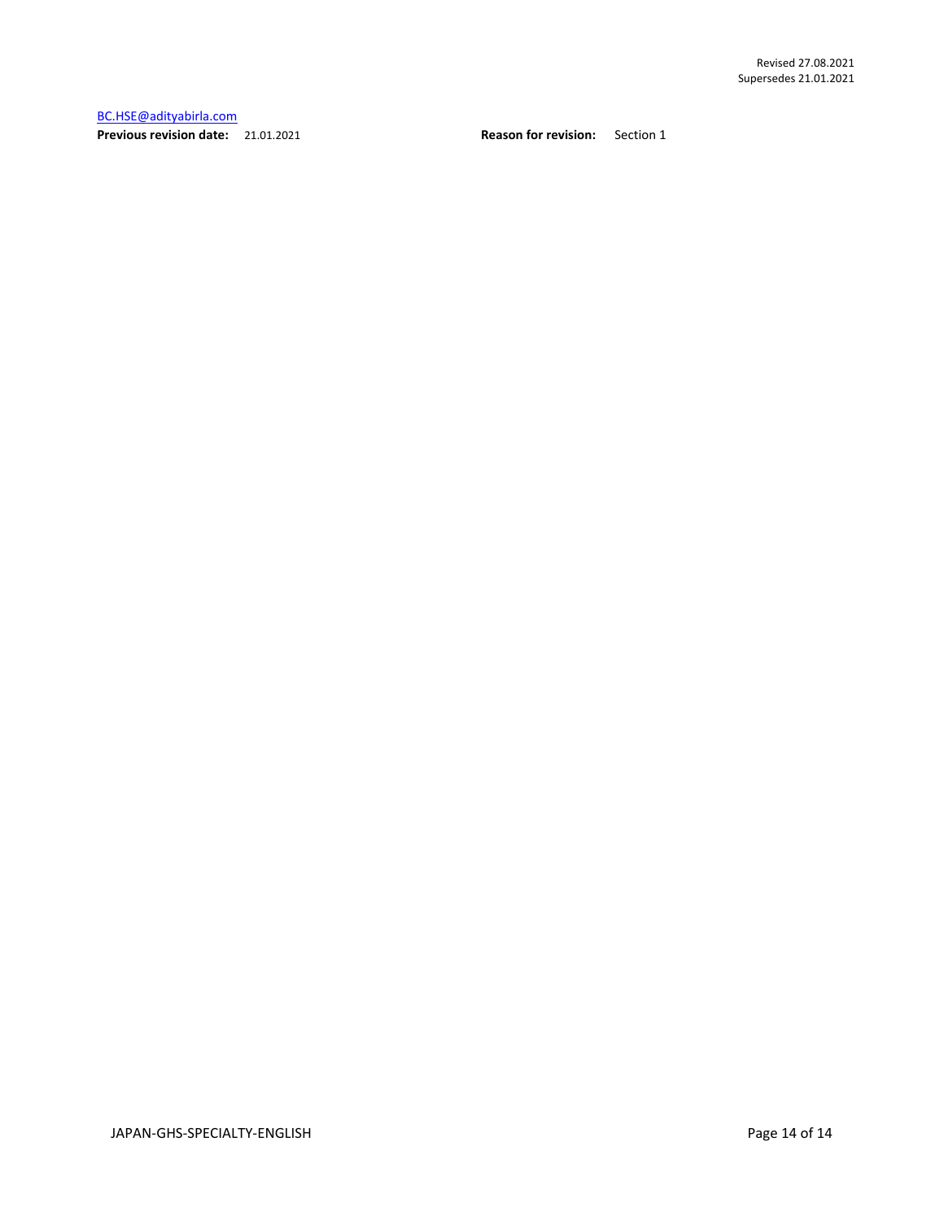BC.HSE@adityabirla.com

**Previous revision date:** 21.01.2021 **Reason for revision:** Section 1